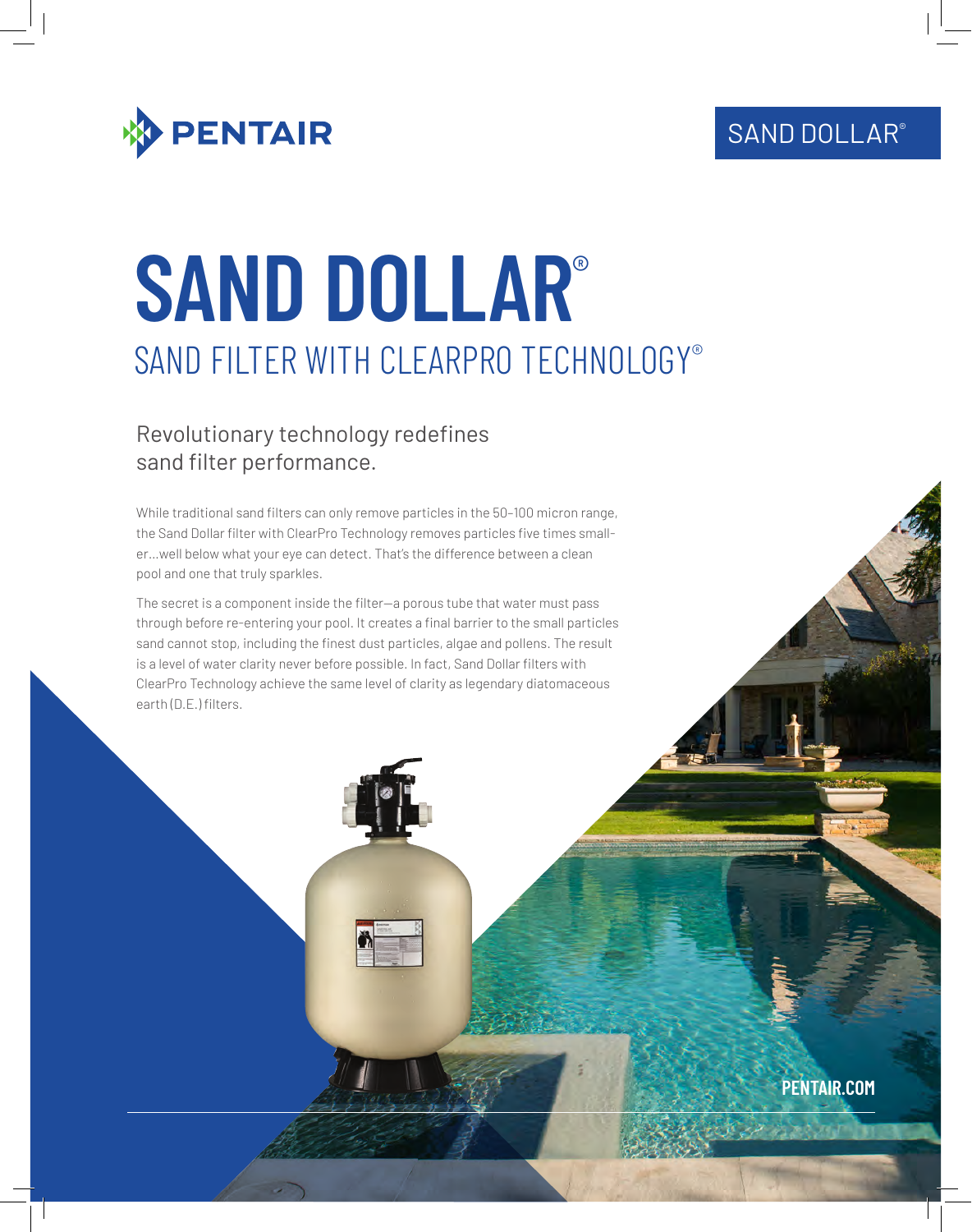PENTAIR

SAND DOLLAR®

# SAND DOLLAR®

## SAND FILTER WITH CLEARPRO TECHNOLOGY®

### Revolutionary technology redefines sand filter performance.

While traditional sand filters can only remove particles in the 50–100 micron range, the Sand Dollar filter with ClearPro Technology removes particles five times smaller…well below what your eye can detect. That's the difference between a clean pool and one that truly sparkles.

The secret is a component inside the filter—a porous tube that water must pass through before re-entering your pool. It creates a final barrier to the small particles sand cannot stop, including the finest dust particles, algae and pollens. The result is a level of water clarity never before possible. In fact, Sand Dollar filters with ClearPro Technology achieve the same level of clarity as legendary diatomaceous earth (D.E.) filters.

**PENTAIR.COM**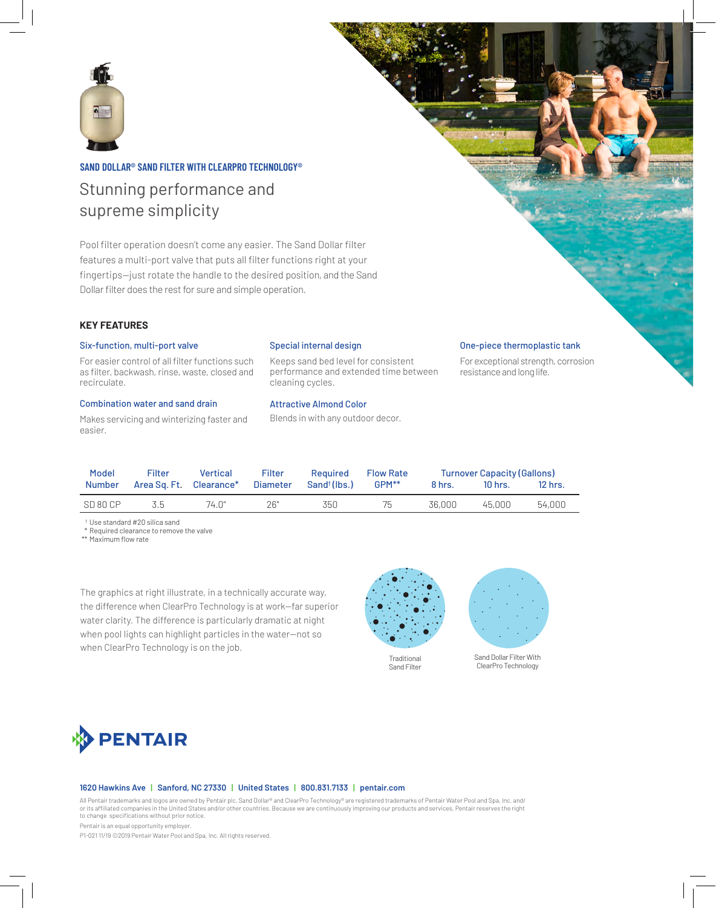SAND DOLLAR® SAND FILTER WITH CLEARPRO TECHNOLOGY®

# Stunning performance and supreme simplicity

Pool filter operation doesn't come any easier. The Sand Dollar filter features a multi-port valve that puts all filter functions right at your fingertips—just rotate the handle to the desired position, and the Sand Dollar filter does the rest for sure and simple operation.

## KEY FEATURES

### Six-function, multi-port valve

For easier control of all filter functions such as filter, backwash, rinse, waste, closed and recirculate.

### Combination water and sand drain

Makes servicing and winterizing faster and easier.

### Special internal design

Keeps sand bed level for consistent performance and extended time between cleaning cycles.

### Attractive Almond Color

Blends in with any outdoor decor.

### One-piece thermoplastic tank

For exceptional strength, corrosion resistance and long life.

| Model Number | Filter Area Sq. Ft. | Vertical Clearance* | Filter Diameter | Required Sand† (lbs.) | Flow Rate GPM** | Turnover Capacity (Gallons) 8 hrs. | 10 hrs. | 12 hrs. |
|---|---|---|---|---|---|---|---|---|
| SD 80 CP | 3.5 | 74.0" | 26" | 350 | 75 | 36,000 | 45,000 | 54,000 |

† Use standard #20 silica sand
\* Required clearance to remove the valve
** Maximum flow rate

The graphics at right illustrate, in a technically accurate way, the difference when ClearPro Technology is at work—far superior water clarity. The difference is particularly dramatic at night when pool lights can highlight particles in the water—not so when ClearPro Technology is on the job.

Traditional Sand Filter

Sand Dollar Filter With ClearPro Technology

PENTAIR

1620 Hawkins Ave | Sanford, NC 27330 | United States | 800.831.7133 | pentair.com

All Pentair trademarks and logos are owned by Pentair plc. Sand Dollar® and ClearPro Technology® are registered trademarks of Pentair Water Pool and Spa, Inc. and/or its affiliated companies in the United States and/or other countries. Because we are continuously improving our products and services, Pentair reserves the right to change specifications without prior notice.

Pentair is an equal opportunity employer.

P1-021 11/19 ©2019 Pentair Water Pool and Spa, Inc. All rights reserved.